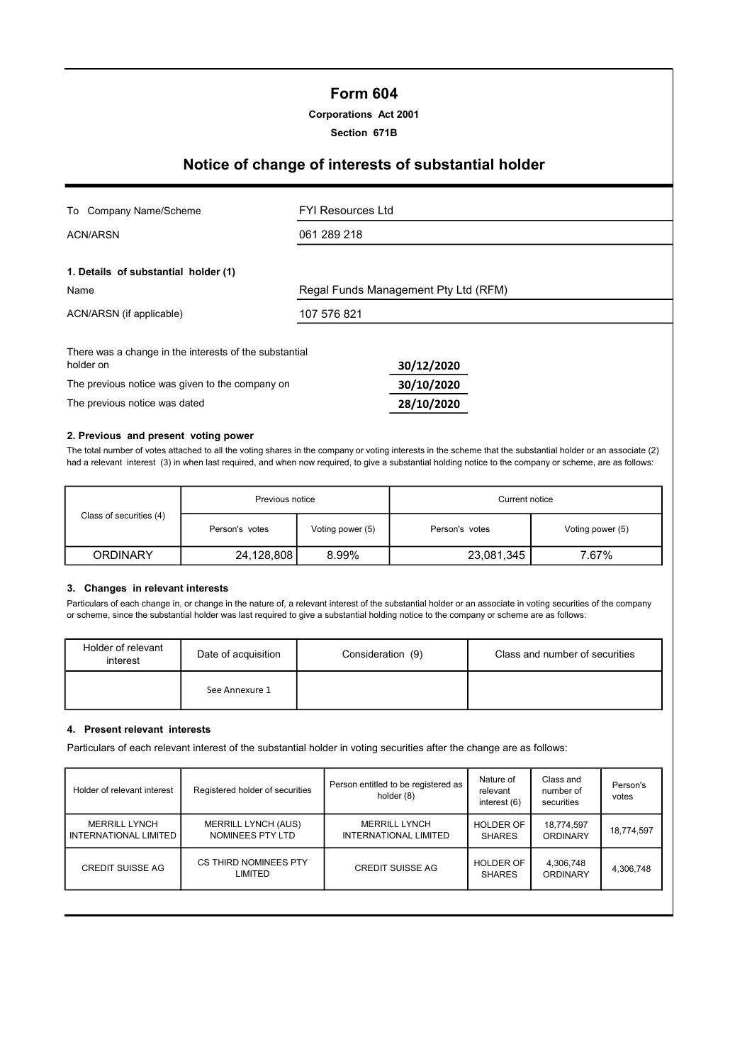# Form 604

**Corporations Act 2001**

**Section 671B**

## Notice of change of interests of substantial holder

| | |
|---|---|
| To Company Name/Scheme | FYI Resources Ltd |
| ACN/ARSN | 061 289 218 |

**1. Details of substantial holder (1)**

| | |
|---|---|
| Name | Regal Funds Management Pty Ltd (RFM) |
| ACN/ARSN (if applicable) | 107 576 821 |

| | |
|---|---|
| There was a change in the interests of the substantial holder on | 30/12/2020 |
| The previous notice was given to the company on | 30/10/2020 |
| The previous notice was dated | 28/10/2020 |

**2. Previous and present voting power**

The total number of votes attached to all the voting shares in the company or voting interests in the scheme that the substantial holder or an associate (2) had a relevant interest (3) in when last required, and when now required, to give a substantial holding notice to the company or scheme, are as follows:

| Class of securities (4) | Previous notice | | Current notice | |
|---|---|---|---|---|
| | Person's votes | Voting power (5) | Person's votes | Voting power (5) |
| ORDINARY | 24,128,808 | 8.99% | 23,081,345 | 7.67% |

**3. Changes in relevant interests**

Particulars of each change in, or change in the nature of, a relevant interest of the substantial holder or an associate in voting securities of the company or scheme, since the substantial holder was last required to give a substantial holding notice to the company or scheme are as follows:

| Holder of relevant interest | Date of acquisition | Consideration (9) | Class and number of securities |
|---|---|---|---|
| | See Annexure 1 | | |

**4. Present relevant interests**

Particulars of each relevant interest of the substantial holder in voting securities after the change are as follows:

| Holder of relevant interest | Registered holder of securities | Person entitled to be registered as holder (8) | Nature of relevant interest (6) | Class and number of securities | Person's votes |
|---|---|---|---|---|---|
| MERRILL LYNCH INTERNATIONAL LIMITED | MERRILL LYNCH (AUS) NOMINEES PTY LTD | MERRILL LYNCH INTERNATIONAL LIMITED | HOLDER OF SHARES | 18,774,597 ORDINARY | 18,774,597 |
| CREDIT SUISSE AG | CS THIRD NOMINEES PTY LIMITED | CREDIT SUISSE AG | HOLDER OF SHARES | 4,306,748 ORDINARY | 4,306,748 |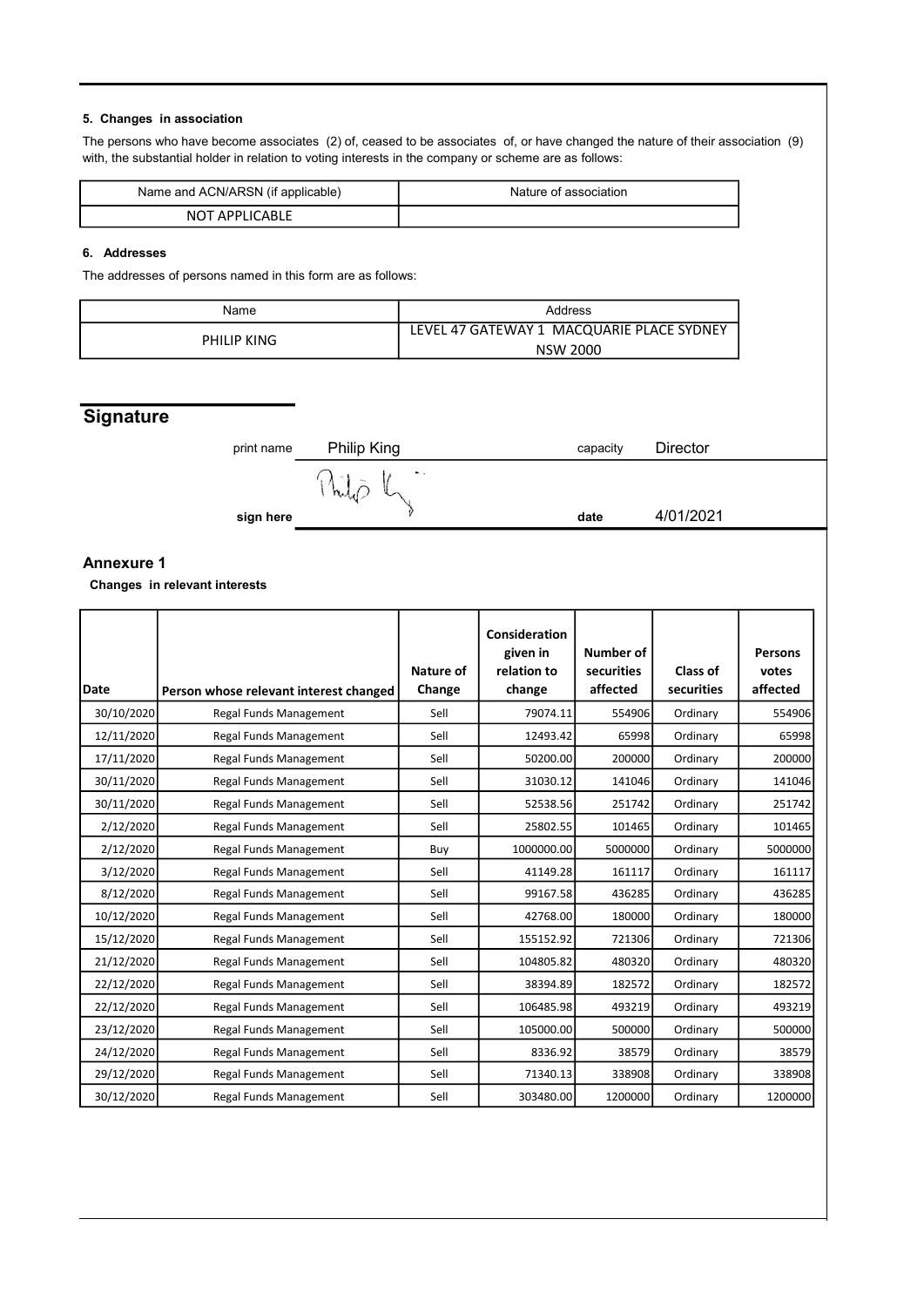#### 5. Changes in association

The persons who have become associates (2) of, ceased to be associates of, or have changed the nature of their association (9) with, the substantial holder in relation to voting interests in the company or scheme are as follows:

| Name and ACN/ARSN (if applicable) | Nature of association |
| --- | --- |
| NOT APPLICABLE | |

#### 6. Addresses

The addresses of persons named in this form are as follows:

| Name | Address |
| --- | --- |
| PHILIP KING | LEVEL 47 GATEWAY 1 MACQUARIE PLACE SYDNEY NSW 2000 |

## Signature

print name Philip King capacity Director

sign here date 4/01/2021

### Annexure 1

**Changes in relevant interests**

| Date | Person whose relevant interest changed | Nature of Change | Consideration given in relation to change | Number of securities affected | Class of securities | Persons votes affected |
| --- | --- | --- | --- | --- | --- | --- |
| 30/10/2020 | Regal Funds Management | Sell | 79074.11 | 554906 | Ordinary | 554906 |
| 12/11/2020 | Regal Funds Management | Sell | 12493.42 | 65998 | Ordinary | 65998 |
| 17/11/2020 | Regal Funds Management | Sell | 50200.00 | 200000 | Ordinary | 200000 |
| 30/11/2020 | Regal Funds Management | Sell | 31030.12 | 141046 | Ordinary | 141046 |
| 30/11/2020 | Regal Funds Management | Sell | 52538.56 | 251742 | Ordinary | 251742 |
| 2/12/2020 | Regal Funds Management | Sell | 25802.55 | 101465 | Ordinary | 101465 |
| 2/12/2020 | Regal Funds Management | Buy | 1000000.00 | 5000000 | Ordinary | 5000000 |
| 3/12/2020 | Regal Funds Management | Sell | 41149.28 | 161117 | Ordinary | 161117 |
| 8/12/2020 | Regal Funds Management | Sell | 99167.58 | 436285 | Ordinary | 436285 |
| 10/12/2020 | Regal Funds Management | Sell | 42768.00 | 180000 | Ordinary | 180000 |
| 15/12/2020 | Regal Funds Management | Sell | 155152.92 | 721306 | Ordinary | 721306 |
| 21/12/2020 | Regal Funds Management | Sell | 104805.82 | 480320 | Ordinary | 480320 |
| 22/12/2020 | Regal Funds Management | Sell | 38394.89 | 182572 | Ordinary | 182572 |
| 22/12/2020 | Regal Funds Management | Sell | 106485.98 | 493219 | Ordinary | 493219 |
| 23/12/2020 | Regal Funds Management | Sell | 105000.00 | 500000 | Ordinary | 500000 |
| 24/12/2020 | Regal Funds Management | Sell | 8336.92 | 38579 | Ordinary | 38579 |
| 29/12/2020 | Regal Funds Management | Sell | 71340.13 | 338908 | Ordinary | 338908 |
| 30/12/2020 | Regal Funds Management | Sell | 303480.00 | 1200000 | Ordinary | 1200000 |